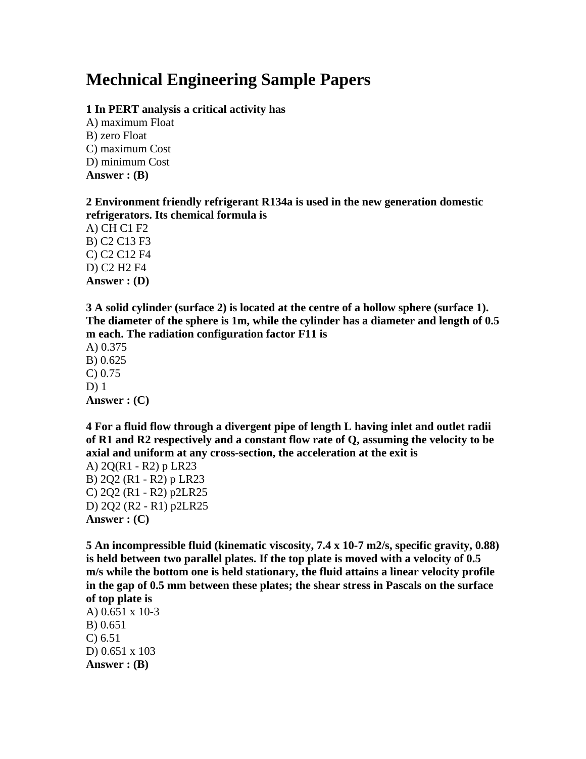# Mechnical Engineering Sample Papers

**1 In PERT analysis a critical activity has**

A) maximum Float
B) zero Float
C) maximum Cost
D) minimum Cost

**Answer : (B)**

**2 Environment friendly refrigerant R134a is used in the new generation domestic refrigerators. Its chemical formula is**

A) CH C1 F2
B) C2 C13 F3
C) C2 C12 F4
D) C2 H2 F4

**Answer : (D)**

**3 A solid cylinder (surface 2) is located at the centre of a hollow sphere (surface 1). The diameter of the sphere is 1m, while the cylinder has a diameter and length of 0.5 m each. The radiation configuration factor F11 is**

A) 0.375
B) 0.625
C) 0.75
D) 1

**Answer : (C)**

**4 For a fluid flow through a divergent pipe of length L having inlet and outlet radii of R1 and R2 respectively and a constant flow rate of Q, assuming the velocity to be axial and uniform at any cross-section, the acceleration at the exit is**

A) 2Q(R1 - R2) p LR23
B) 2Q2 (R1 - R2) p LR23
C) 2Q2 (R1 - R2) p2LR25
D) 2Q2 (R2 - R1) p2LR25

**Answer : (C)**

**5 An incompressible fluid (kinematic viscosity, 7.4 x 10-7 m2/s, specific gravity, 0.88) is held between two parallel plates. If the top plate is moved with a velocity of 0.5 m/s while the bottom one is held stationary, the fluid attains a linear velocity profile in the gap of 0.5 mm between these plates; the shear stress in Pascals on the surface of top plate is**

A) 0.651 x 10-3
B) 0.651
C) 6.51
D) 0.651 x 103

**Answer : (B)**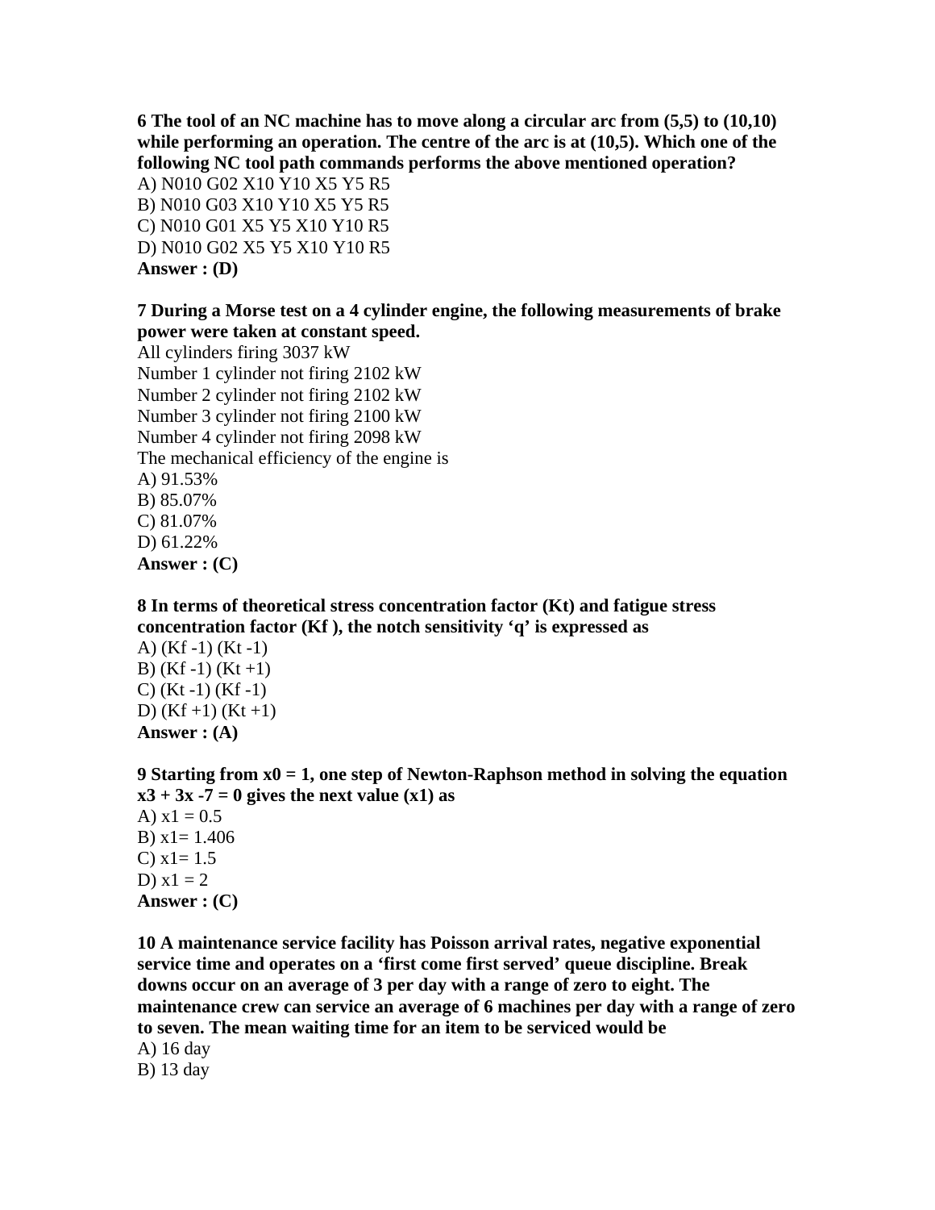**6 The tool of an NC machine has to move along a circular arc from (5,5) to (10,10) while performing an operation. The centre of the arc is at (10,5). Which one of the following NC tool path commands performs the above mentioned operation?**

A) N010 G02 X10 Y10 X5 Y5 R5

B) N010 G03 X10 Y10 X5 Y5 R5

C) N010 G01 X5 Y5 X10 Y10 R5

D) N010 G02 X5 Y5 X10 Y10 R5

**Answer : (D)**

**7 During a Morse test on a 4 cylinder engine, the following measurements of brake power were taken at constant speed.**

All cylinders firing 3037 kW

Number 1 cylinder not firing 2102 kW

Number 2 cylinder not firing 2102 kW

Number 3 cylinder not firing 2100 kW

Number 4 cylinder not firing 2098 kW

The mechanical efficiency of the engine is

A) 91.53%

B) 85.07%

C) 81.07%

D) 61.22%

**Answer : (C)**

**8 In terms of theoretical stress concentration factor (Kt) and fatigue stress concentration factor (Kf ), the notch sensitivity 'q' is expressed as**

A) (Kf -1) (Kt -1)

B) (Kf -1) (Kt +1)

C) (Kt -1) (Kf -1)

D) (Kf +1) (Kt +1)

**Answer : (A)**

**9 Starting from x0 = 1, one step of Newton-Raphson method in solving the equation x3 + 3x -7 = 0 gives the next value (x1) as**

A) x1 = 0.5

B) x1= 1.406

C) x1= 1.5

D) x1 = 2

**Answer : (C)**

**10 A maintenance service facility has Poisson arrival rates, negative exponential service time and operates on a 'first come first served' queue discipline. Break downs occur on an average of 3 per day with a range of zero to eight. The maintenance crew can service an average of 6 machines per day with a range of zero to seven. The mean waiting time for an item to be serviced would be**

A) 16 day

B) 13 day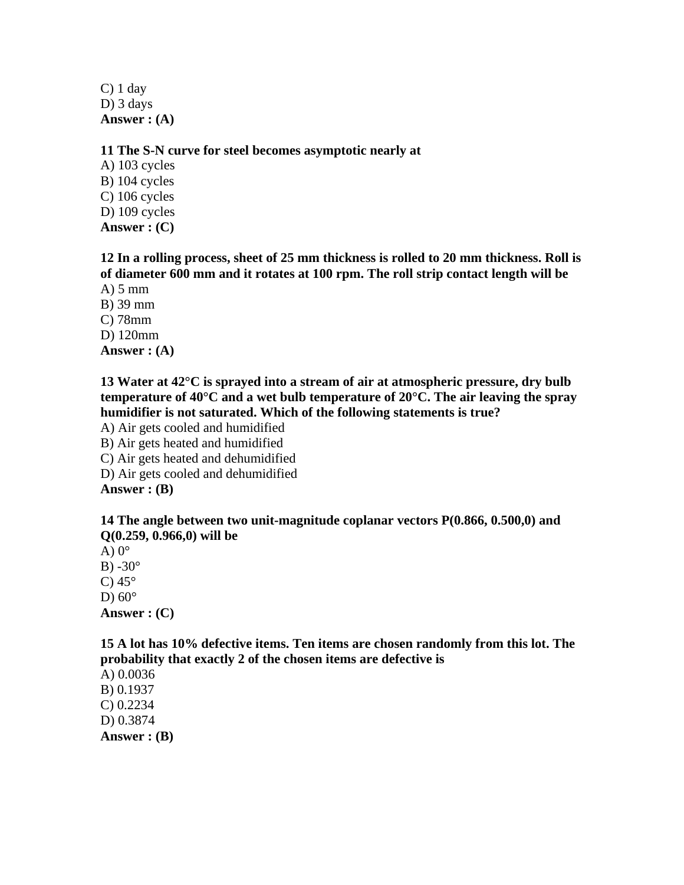C) 1 day
D) 3 days
**Answer : (A)**

**11 The S-N curve for steel becomes asymptotic nearly at**
A) 103 cycles
B) 104 cycles
C) 106 cycles
D) 109 cycles
**Answer : (C)**

**12 In a rolling process, sheet of 25 mm thickness is rolled to 20 mm thickness. Roll is of diameter 600 mm and it rotates at 100 rpm. The roll strip contact length will be**
A) 5 mm
B) 39 mm
C) 78mm
D) 120mm
**Answer : (A)**

**13 Water at 42°C is sprayed into a stream of air at atmospheric pressure, dry bulb temperature of 40°C and a wet bulb temperature of 20°C. The air leaving the spray humidifier is not saturated. Which of the following statements is true?**
A) Air gets cooled and humidified
B) Air gets heated and humidified
C) Air gets heated and dehumidified
D) Air gets cooled and dehumidified
**Answer : (B)**

**14 The angle between two unit-magnitude coplanar vectors P(0.866, 0.500,0) and Q(0.259, 0.966,0) will be**
A) 0°
B) -30°
C) 45°
D) 60°
**Answer : (C)**

**15 A lot has 10% defective items. Ten items are chosen randomly from this lot. The probability that exactly 2 of the chosen items are defective is**
A) 0.0036
B) 0.1937
C) 0.2234
D) 0.3874
**Answer : (B)**